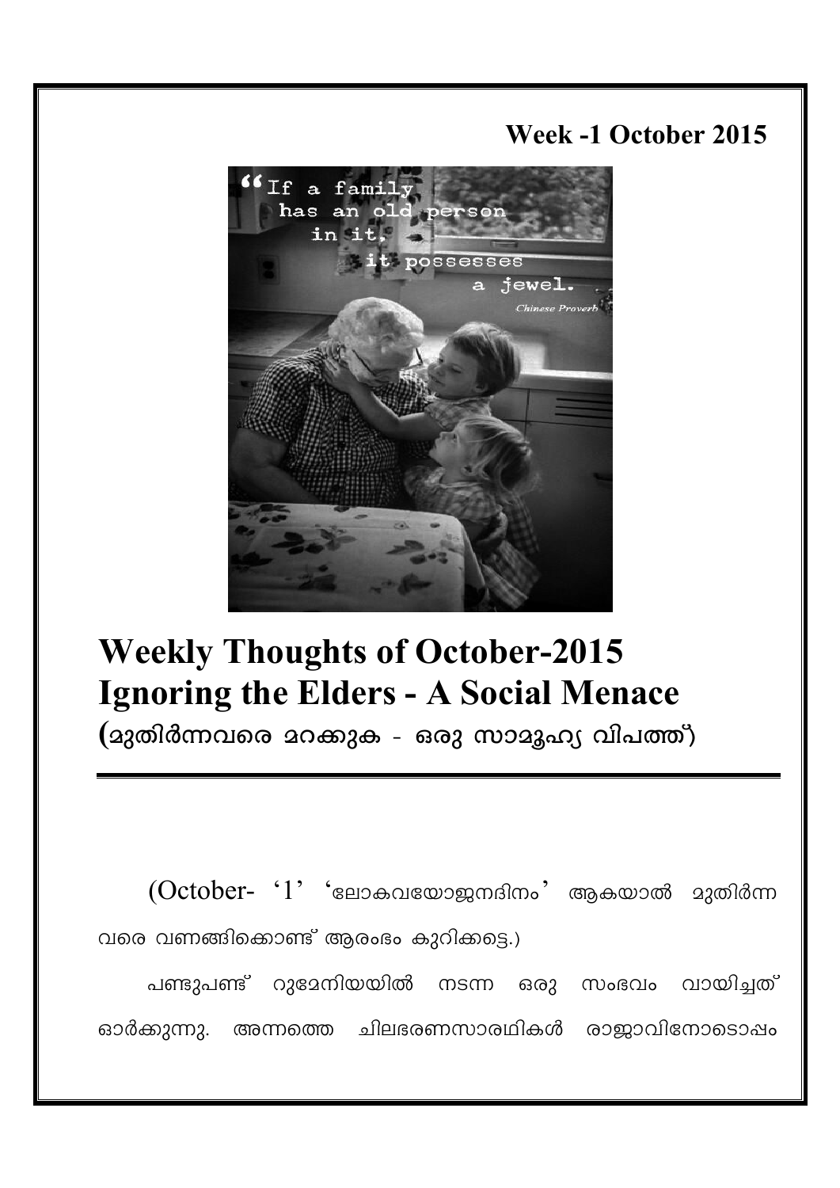**Week -1 October 2015**

# Weekly Thoughts of October-2015
# Ignoring the Elders - A Social Menace
## (മുതിർന്നവരെ മറക്കുക - ഒരു സാമൂഹ്യ വിപത്ത്)

---

(October- '1' 'ലോകവയോജനദിനം' ആകയാൽ മുതിർന്നവരെ വണങ്ങിക്കൊണ്ട് ആരംഭം കുറിക്കട്ടെ.)

പണ്ടുപണ്ട് റുമേനിയയിൽ നടന്ന ഒരു സംഭവം വായിച്ചത് ഓർക്കുന്നു. അന്നത്തെ ചിലഭരണസാരഥികൾ രാജാവിനോടൊപ്പം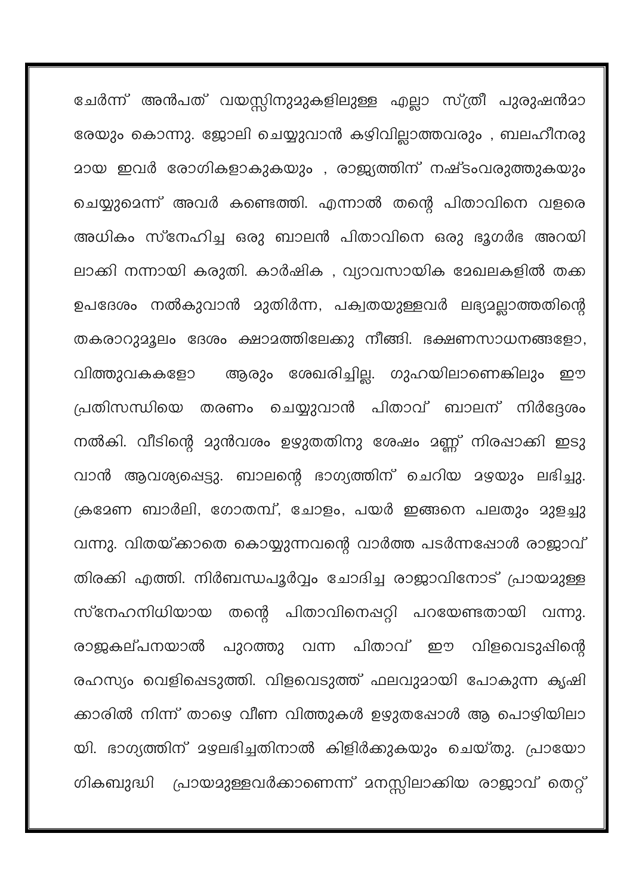ചേർന്ന് അൻപത് വയസ്സിനുമുകളിലുള്ള എല്ലാ സ്ത്രീ പുരുഷൻമാരേയും കൊന്നു. ജോലി ചെയ്യുവാൻ കഴിവില്ലാത്തവരും , ബലഹീനരുമായ ഇവർ രോഗികളാകുകയും , രാജ്യത്തിന് നഷ്ടംവരുത്തുകയും ചെയ്യുമെന്ന് അവർ കണ്ടെത്തി. എന്നാൽ തന്റെ പിതാവിനെ വളരെ അധികം സ്നേഹിച്ച ഒരു ബാലൻ പിതാവിനെ ഒരു ഭൂഗർഭ അറയിലാക്കി നന്നായി കരുതി. കാർഷിക , വ്യാവസായിക മേഖലകളിൽ തക്ക ഉപദേശം നൽകുവാൻ മുതിർന്ന, പക്വതയുള്ളവർ ലഭ്യമല്ലാത്തതിന്റെ തകരാറുമൂലം ദേശം ക്ഷാമത്തിലേക്കു നീങ്ങി. ഭക്ഷണസാധനങ്ങളോ, വിത്തുവകകളോ ആരും ശേഖരിച്ചില്ല. ഗുഹയിലാണെങ്കിലും ഈ പ്രതിസന്ധിയെ തരണം ചെയ്യുവാൻ പിതാവ് ബാലന് നിർദ്ദേശം നൽകി. വീടിന്റെ മുൻവശം ഉഴുതതിനു ശേഷം മണ്ണ് നിരപ്പാക്കി ഇടുവാൻ ആവശ്യപ്പെട്ടു. ബാലന്റെ ഭാഗ്യത്തിന് ചെറിയ മഴയും ലഭിച്ചു. ക്രമേണ ബാർലി, ഗോതമ്പ്, ചോളം, പയർ ഇങ്ങനെ പലതും മുളച്ചു വന്നു. വിതയ്ക്കാതെ കൊയ്യുന്നവന്റെ വാർത്ത പടർന്നപ്പോൾ രാജാവ് തിരക്കി എത്തി. നിർബന്ധപൂർവ്വം ചോദിച്ച രാജാവിനോട് പ്രായമുള്ള സ്നേഹനിധിയായ തന്റെ പിതാവിനെപ്പറ്റി പറയേണ്ടതായി വന്നു. രാജകല്പനയാൽ പുറത്തു വന്ന പിതാവ് ഈ വിളവെടുപ്പിന്റെ രഹസ്യം വെളിപ്പെടുത്തി. വിളവെടുത്ത് ഫലവുമായി പോകുന്ന കൃഷിക്കാരിൽ നിന്ന് താഴെ വീണ വിത്തുകൾ ഉഴുതപ്പോൾ ആ പൊഴിയിലായി. ഭാഗ്യത്തിന് മഴലഭിച്ചതിനാൽ കിളിർക്കുകയും ചെയ്തു. പ്രായോഗികബുദ്ധി പ്രായമുള്ളവർക്കാണെന്ന് മനസ്സിലാക്കിയ രാജാവ് തെറ്റ്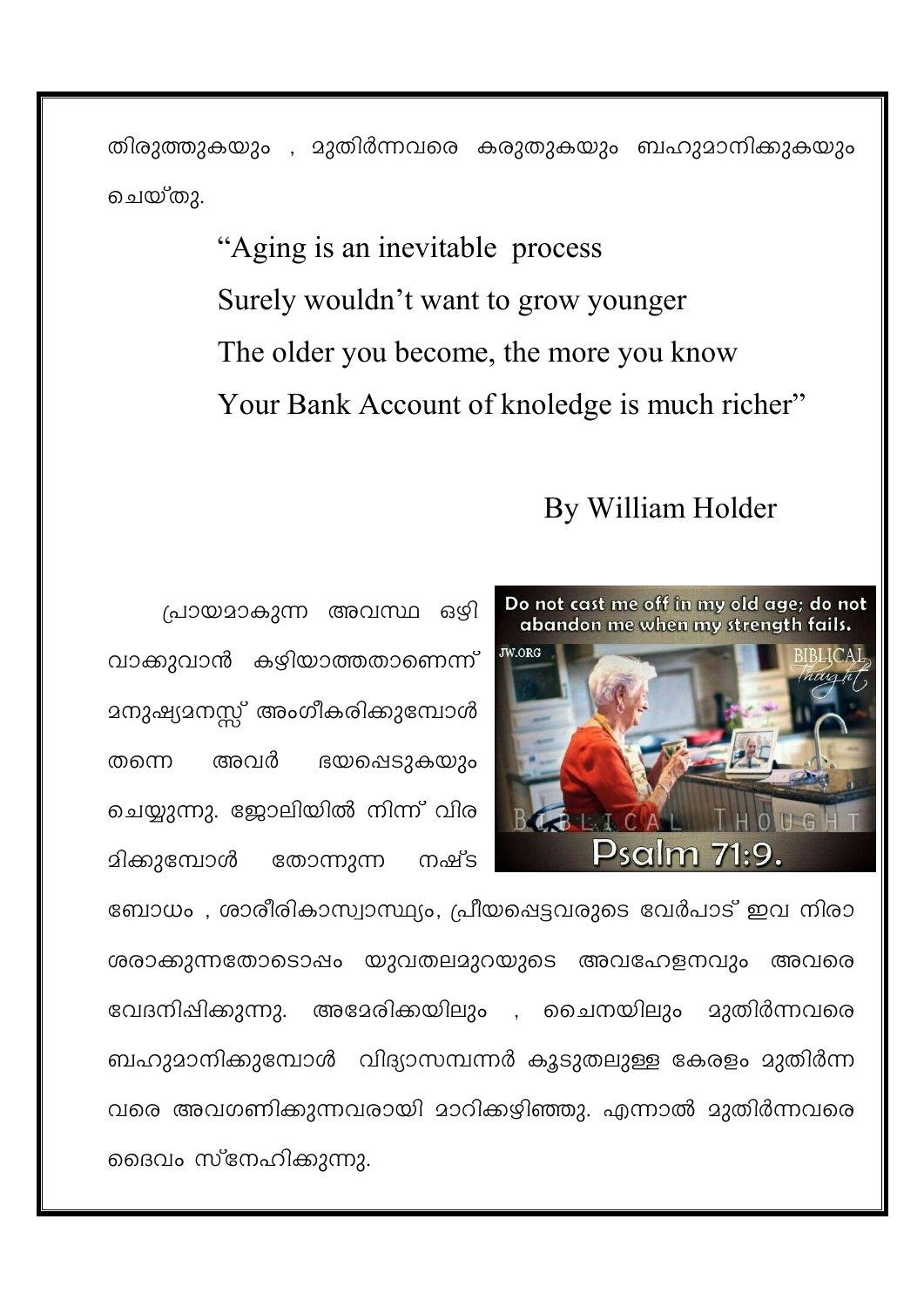തിരുത്തുകയും , മുതിർന്നവരെ കരുതുകയും ബഹുമാനിക്കുകയും ചെയ്തു.

"Aging is an inevitable process
Surely wouldn't want to grow younger
The older you become, the more you know
Your Bank Account of knoledge is much richer"

By William Holder

പ്രായമാകുന്ന അവസ്ഥ ഒഴിവാക്കുവാൻ കഴിയാത്തതാണെന്ന് മനുഷ്യമനസ്സ് അംഗീകരിക്കുമ്പോൾ തന്നെ അവർ ഭയപ്പെടുകയും ചെയ്യുന്നു. ജോലിയിൽ നിന്ന് വിരമിക്കുമ്പോൾ തോന്നുന്ന നഷ്ടബോധം , ശാരീരികാസ്വാസ്ഥ്യം, പ്രീയപ്പെട്ടവരുടെ വേർപാട് ഇവ നിരാശരാക്കുന്നതോടൊപ്പം യുവതലമുറയുടെ അവഹേളനവും അവരെ വേദനിപ്പിക്കുന്നു. അമേരിക്കയിലും , ചൈനയിലും മുതിർന്നവരെ ബഹുമാനിക്കുമ്പോൾ വിദ്യാസമ്പന്നർ കൂടുതലുള്ള കേരളം മുതിർന്നവരെ അവഗണിക്കുന്നവരായി മാറിക്കഴിഞ്ഞു. എന്നാൽ മുതിർന്നവരെ ദൈവം സ്നേഹിക്കുന്നു.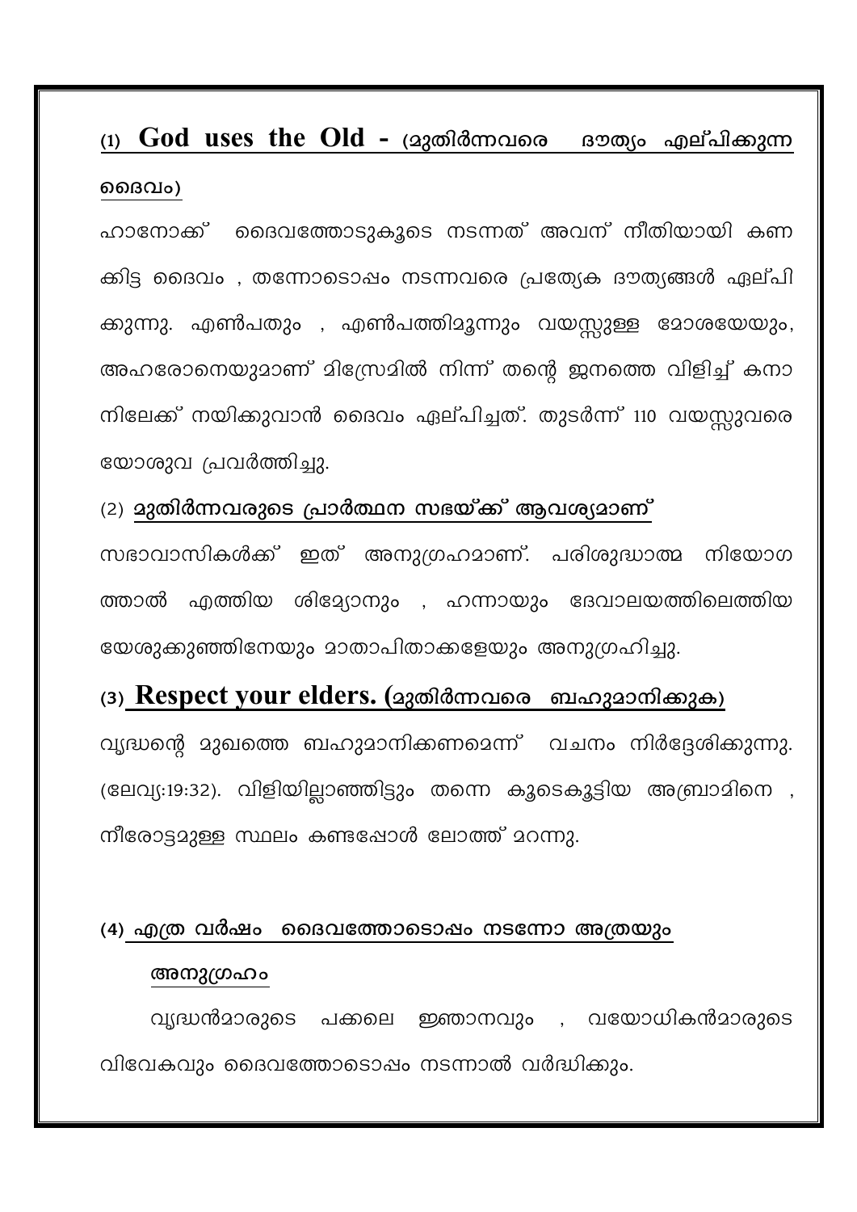## (1) **God uses the Old** - (മുതിർന്നവരെ ദൗത്യം എല്പിക്കുന്ന ദൈവം)

ഹാനോക്ക് ദൈവത്തോടുകൂടെ നടന്നത് അവന് നീതിയായി കണക്കിട്ട ദൈവം , തന്നോടൊപ്പം നടന്നവരെ പ്രത്യേക ദൗത്യങ്ങൾ ഏല്പിക്കുന്നു. എൺപതും , എൺപത്തിമൂന്നും വയസ്സുള്ള മോശയേയും, അഹരോനെയുമാണ് മിസ്രേമിൽ നിന്ന് തന്റെ ജനത്തെ വിളിച്ച് കനാനിലേക്ക് നയിക്കുവാൻ ദൈവം ഏല്പിച്ചത്. തുടർന്ന് 110 വയസ്സുവരെ യോശുവ പ്രവർത്തിച്ചു.

## (2) മുതിർന്നവരുടെ പ്രാർത്ഥന സഭയ്ക്ക് ആവശ്യമാണ്

സഭാവാസികൾക്ക് ഇത് അനുഗ്രഹമാണ്. പരിശുദ്ധാത്മ നിയോഗത്താൽ എത്തിയ ശിമ്യോനും , ഹന്നായും ദേവാലയത്തിലെത്തിയ യേശുക്കുഞ്ഞിനേയും മാതാപിതാക്കളേയും അനുഗ്രഹിച്ചു.

## (3) **Respect your elders.** (മുതിർന്നവരെ ബഹുമാനിക്കുക)

വൃദ്ധന്റെ മുഖത്തെ ബഹുമാനിക്കണമെന്ന് വചനം നിർദ്ദേശിക്കുന്നു. (ലേവ്യ:19:32). വിളിയില്ലാഞ്ഞിട്ടും തന്നെ കൂടെകൂട്ടിയ അബ്രാമിനെ , നീരോട്ടമുള്ള സ്ഥലം കണ്ടപ്പോൾ ലോത്ത് മറന്നു.

## (4) എത്ര വർഷം ദൈവത്തോടൊപ്പം നടന്നോ അത്രയും അനുഗ്രഹം

വൃദ്ധൻമാരുടെ പക്കലെ ജ്ഞാനവും , വയോധികൻമാരുടെ വിവേകവും ദൈവത്തോടൊപ്പം നടന്നാൽ വർദ്ധിക്കും.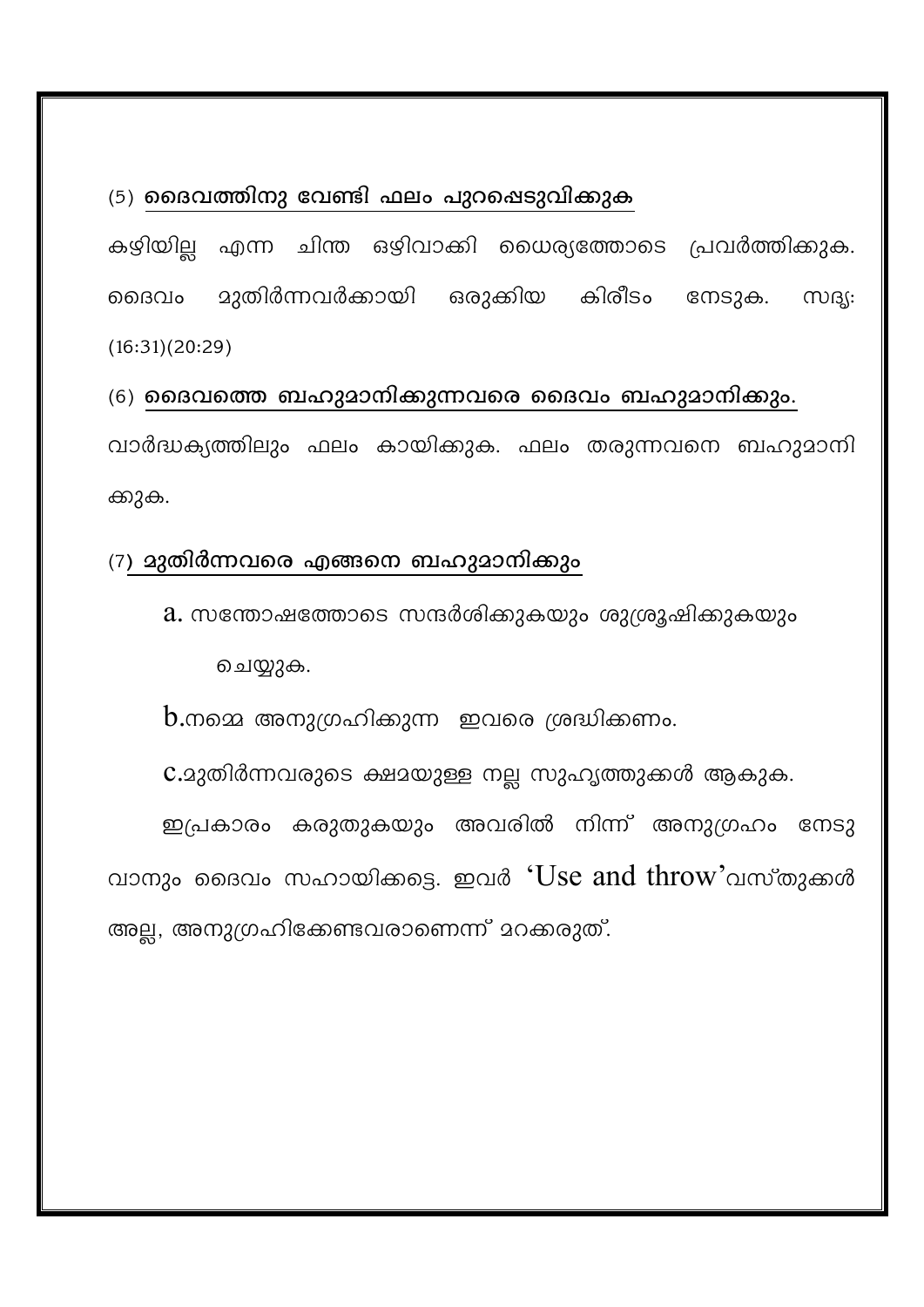(5) **<u>ദൈവത്തിനു വേണ്ടി ഫലം പുറപ്പെടുവിക്കുക</u>**

കഴിയില്ല എന്ന ചിന്ത ഒഴിവാക്കി ധൈര്യത്തോടെ പ്രവർത്തിക്കുക. ദൈവം മുതിർന്നവർക്കായി ഒരുക്കിയ കിരീടം നേടുക. സദൃ: (16:31)(20:29)

(6) **<u>ദൈവത്തെ ബഹുമാനിക്കുന്നവരെ ദൈവം ബഹുമാനിക്കും.</u>**

വാർദ്ധക്യത്തിലും ഫലം കായിക്കുക. ഫലം തരുന്നവനെ ബഹുമാനിക്കുക.

(7) **<u>മുതിർന്നവരെ എങ്ങനെ ബഹുമാനിക്കും</u>**

a. സന്തോഷത്തോടെ സന്ദർശിക്കുകയും ശുശ്രൂഷിക്കുകയും ചെയ്യുക.

b.നമ്മെ അനുഗ്രഹിക്കുന്ന ഇവരെ ശ്രദ്ധിക്കണം.

c.മുതിർന്നവരുടെ ക്ഷമയുള്ള നല്ല സുഹൃത്തുക്കൾ ആകുക.

ഇപ്രകാരം കരുതുകയും അവരിൽ നിന്ന് അനുഗ്രഹം നേടുവാനും ദൈവം സഹായിക്കട്ടെ. ഇവർ 'Use and throw'വസ്തുക്കൾ അല്ല, അനുഗ്രഹിക്കേണ്ടവരാണെന്ന് മറക്കരുത്.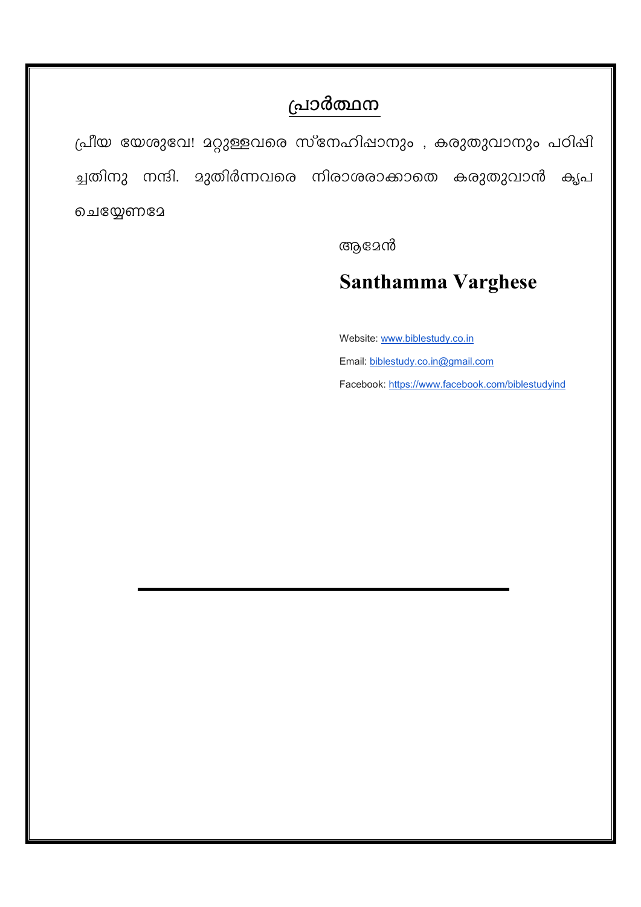## പ്രാർത്ഥന

പ്രീയ യേശുവേ! മറ്റുള്ളവരെ സ്നേഹിപ്പാനും , കരുതുവാനും പഠിപ്പിച്ചതിനു നന്ദി. മുതിർന്നവരെ നിരാശരാക്കാതെ കരുതുവാൻ കൃപ ചെയ്യേണമേ

ആമേൻ

**Santhamma Varghese**

Website: www.biblestudy.co.in

Email: biblestudy.co.in@gmail.com

Facebook: https://www.facebook.com/biblestudyind